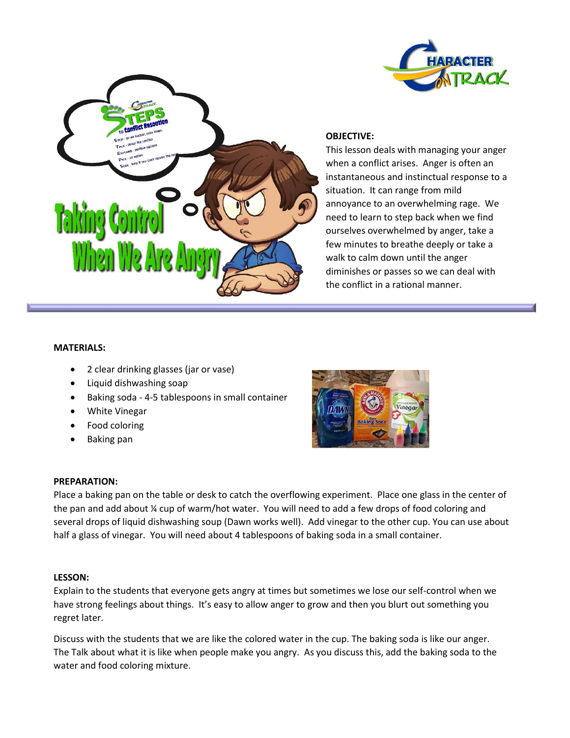# Taking Control When We Are Angry

**OBJECTIVE:**

This lesson deals with managing your anger when a conflict arises. Anger is often an instantaneous and instinctual response to a situation. It can range from mild annoyance to an overwhelming rage. We need to learn to step back when we find ourselves overwhelmed by anger, take a few minutes to breathe deeply or take a walk to calm down until the anger diminishes or passes so we can deal with the conflict in a rational manner.

**MATERIALS:**

- 2 clear drinking glasses (jar or vase)
- Liquid dishwashing soap
- Baking soda - 4-5 tablespoons in small container
- White Vinegar
- Food coloring
- Baking pan

**PREPARATION:**

Place a baking pan on the table or desk to catch the overflowing experiment. Place one glass in the center of the pan and add about ¼ cup of warm/hot water. You will need to add a few drops of food coloring and several drops of liquid dishwashing soup (Dawn works well). Add vinegar to the other cup. You can use about half a glass of vinegar. You will need about 4 tablespoons of baking soda in a small container.

**LESSON:**

Explain to the students that everyone gets angry at times but sometimes we lose our self-control when we have strong feelings about things. It's easy to allow anger to grow and then you blurt out something you regret later.

Discuss with the students that we are like the colored water in the cup. The baking soda is like our anger. The Talk about what it is like when people make you angry. As you discuss this, add the baking soda to the water and food coloring mixture.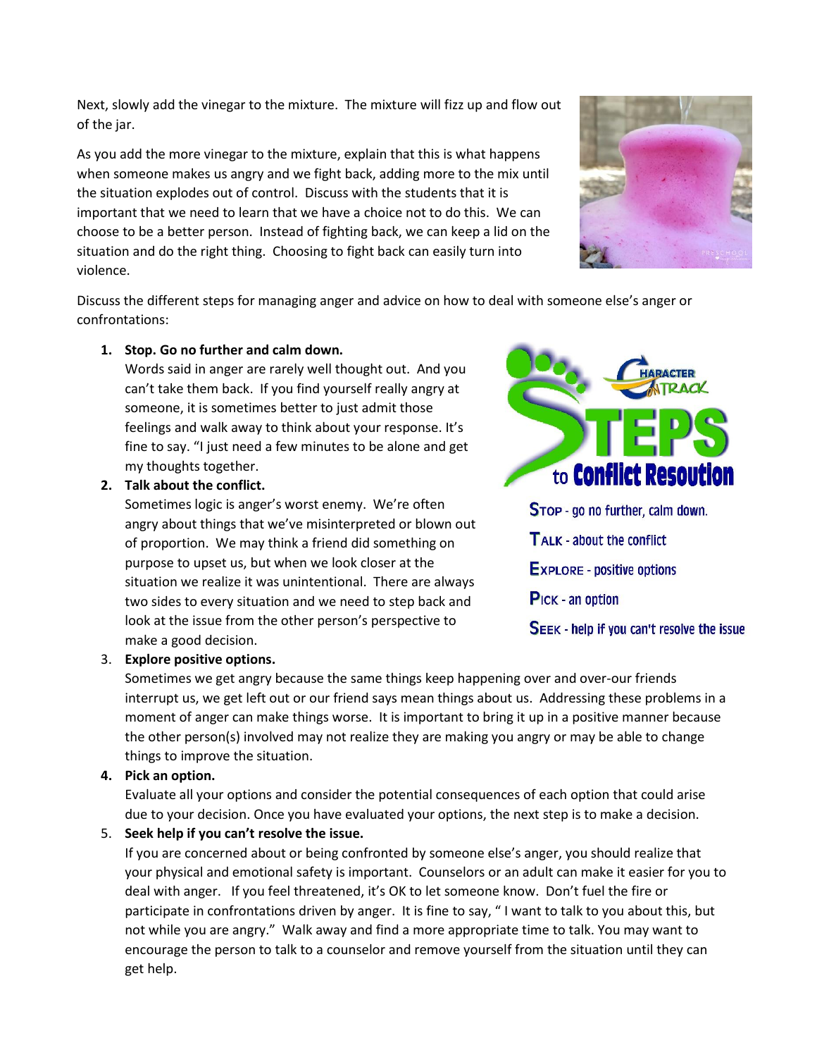Next, slowly add the vinegar to the mixture. The mixture will fizz up and flow out of the jar.

As you add the more vinegar to the mixture, explain that this is what happens when someone makes us angry and we fight back, adding more to the mix until the situation explodes out of control. Discuss with the students that it is important that we need to learn that we have a choice not to do this. We can choose to be a better person. Instead of fighting back, we can keep a lid on the situation and do the right thing. Choosing to fight back can easily turn into violence.

Discuss the different steps for managing anger and advice on how to deal with someone else's anger or confrontations:

**Character on Track – STEPS to Conflict Resoution**

- **STOP** - go no further, calm down.
- **TALK** - about the conflict
- **EXPLORE** - positive options
- **PICK** - an option
- **SEEK** - help if you can't resolve the issue

1. **Stop. Go no further and calm down.**
   Words said in anger are rarely well thought out. And you can't take them back. If you find yourself really angry at someone, it is sometimes better to just admit those feelings and walk away to think about your response. It's fine to say. "I just need a few minutes to be alone and get my thoughts together.
2. **Talk about the conflict.**
   Sometimes logic is anger's worst enemy. We're often angry about things that we've misinterpreted or blown out of proportion. We may think a friend did something on purpose to upset us, but when we look closer at the situation we realize it was unintentional. There are always two sides to every situation and we need to step back and look at the issue from the other person's perspective to make a good decision.
3. **Explore positive options.**
   Sometimes we get angry because the same things keep happening over and over-our friends interrupt us, we get left out or our friend says mean things about us. Addressing these problems in a moment of anger can make things worse. It is important to bring it up in a positive manner because the other person(s) involved may not realize they are making you angry or may be able to change things to improve the situation.
4. **Pick an option.**
   Evaluate all your options and consider the potential consequences of each option that could arise due to your decision. Once you have evaluated your options, the next step is to make a decision.
5. **Seek help if you can't resolve the issue.**
   If you are concerned about or being confronted by someone else's anger, you should realize that your physical and emotional safety is important. Counselors or an adult can make it easier for you to deal with anger. If you feel threatened, it's OK to let someone know. Don't fuel the fire or participate in confrontations driven by anger. It is fine to say, " I want to talk to you about this, but not while you are angry." Walk away and find a more appropriate time to talk. You may want to encourage the person to talk to a counselor and remove yourself from the situation until they can get help.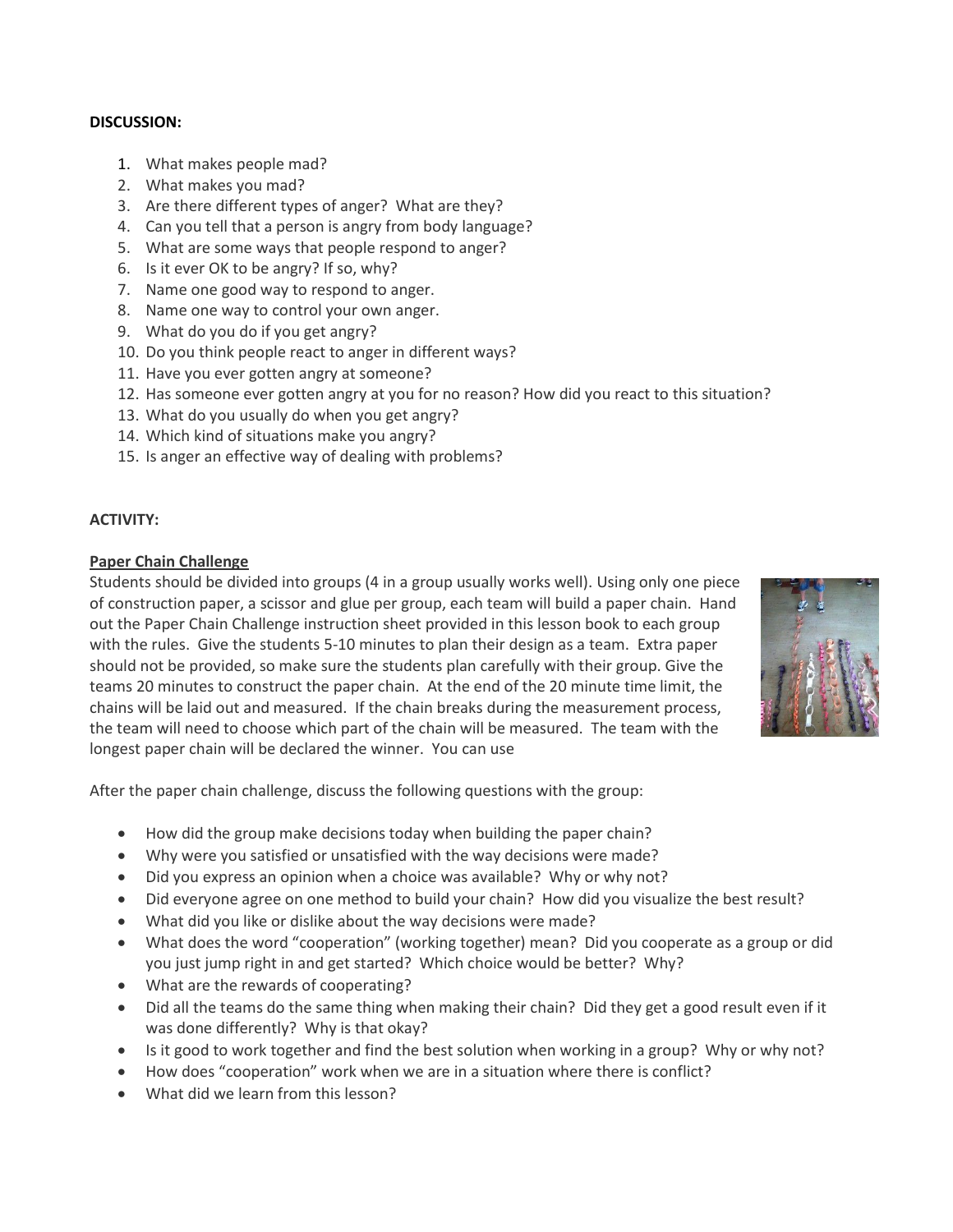**DISCUSSION:**

1. What makes people mad?
2. What makes you mad?
3. Are there different types of anger? What are they?
4. Can you tell that a person is angry from body language?
5. What are some ways that people respond to anger?
6. Is it ever OK to be angry? If so, why?
7. Name one good way to respond to anger.
8. Name one way to control your own anger.
9. What do you do if you get angry?
10. Do you think people react to anger in different ways?
11. Have you ever gotten angry at someone?
12. Has someone ever gotten angry at you for no reason? How did you react to this situation?
13. What do you usually do when you get angry?
14. Which kind of situations make you angry?
15. Is anger an effective way of dealing with problems?

**ACTIVITY:**

**Paper Chain Challenge**

Students should be divided into groups (4 in a group usually works well). Using only one piece of construction paper, a scissor and glue per group, each team will build a paper chain. Hand out the Paper Chain Challenge instruction sheet provided in this lesson book to each group with the rules. Give the students 5-10 minutes to plan their design as a team. Extra paper should not be provided, so make sure the students plan carefully with their group. Give the teams 20 minutes to construct the paper chain. At the end of the 20 minute time limit, the chains will be laid out and measured. If the chain breaks during the measurement process, the team will need to choose which part of the chain will be measured. The team with the longest paper chain will be declared the winner. You can use

After the paper chain challenge, discuss the following questions with the group:

- How did the group make decisions today when building the paper chain?
- Why were you satisfied or unsatisfied with the way decisions were made?
- Did you express an opinion when a choice was available? Why or why not?
- Did everyone agree on one method to build your chain? How did you visualize the best result?
- What did you like or dislike about the way decisions were made?
- What does the word "cooperation" (working together) mean? Did you cooperate as a group or did you just jump right in and get started? Which choice would be better? Why?
- What are the rewards of cooperating?
- Did all the teams do the same thing when making their chain? Did they get a good result even if it was done differently? Why is that okay?
- Is it good to work together and find the best solution when working in a group? Why or why not?
- How does "cooperation" work when we are in a situation where there is conflict?
- What did we learn from this lesson?